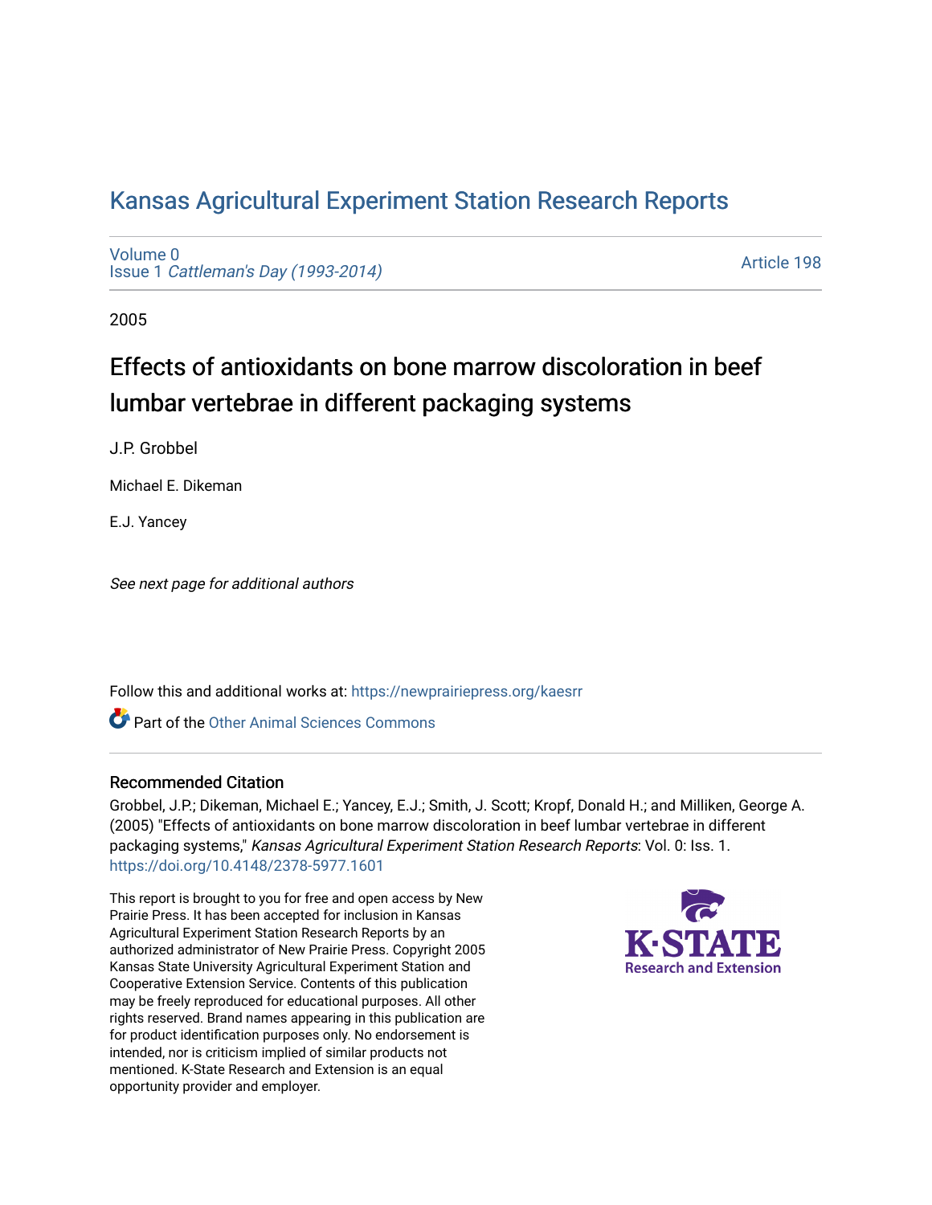# Kansas Agricultural Experiment Station Research Reports

Volume 0
Issue 1 *Cattleman's Day (1993-2014)*

Article 198

2005

## Effects of antioxidants on bone marrow discoloration in beef lumbar vertebrae in different packaging systems

J.P. Grobbel

Michael E. Dikeman

E.J. Yancey

*See next page for additional authors*

Follow this and additional works at: https://newprairiepress.org/kaesrr

Part of the Other Animal Sciences Commons

### Recommended Citation

Grobbel, J.P.; Dikeman, Michael E.; Yancey, E.J.; Smith, J. Scott; Kropf, Donald H.; and Milliken, George A. (2005) "Effects of antioxidants on bone marrow discoloration in beef lumbar vertebrae in different packaging systems," *Kansas Agricultural Experiment Station Research Reports*: Vol. 0: Iss. 1. https://doi.org/10.4148/2378-5977.1601

This report is brought to you for free and open access by New Prairie Press. It has been accepted for inclusion in Kansas Agricultural Experiment Station Research Reports by an authorized administrator of New Prairie Press. Copyright 2005 Kansas State University Agricultural Experiment Station and Cooperative Extension Service. Contents of this publication may be freely reproduced for educational purposes. All other rights reserved. Brand names appearing in this publication are for product identification purposes only. No endorsement is intended, nor is criticism implied of similar products not mentioned. K-State Research and Extension is an equal opportunity provider and employer.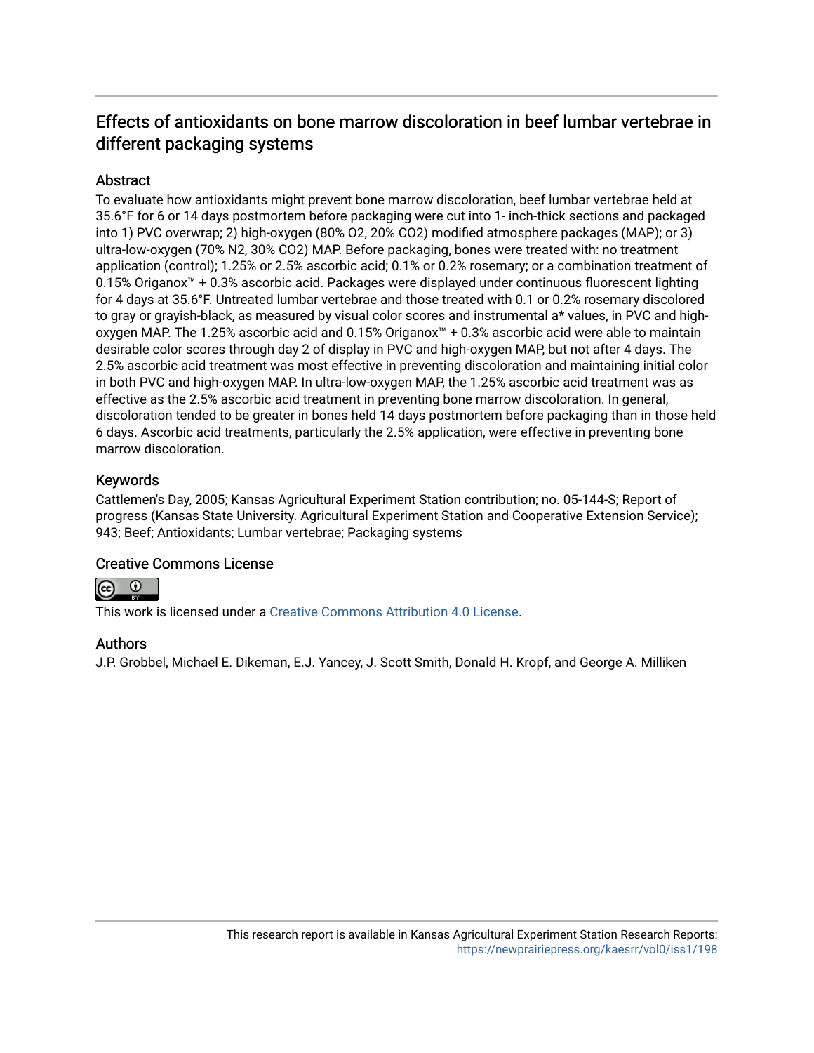## Effects of antioxidants on bone marrow discoloration in beef lumbar vertebrae in different packaging systems

### Abstract

To evaluate how antioxidants might prevent bone marrow discoloration, beef lumbar vertebrae held at 35.6°F for 6 or 14 days postmortem before packaging were cut into 1- inch-thick sections and packaged into 1) PVC overwrap; 2) high-oxygen (80% $O_2$, 20% $CO_2$) modified atmosphere packages (MAP); or 3) ultra-low-oxygen (70% $N_2$, 30% $CO_2$) MAP. Before packaging, bones were treated with: no treatment application (control); 1.25% or 2.5% ascorbic acid; 0.1% or 0.2% rosemary; or a combination treatment of 0.15% Origanox™ + 0.3% ascorbic acid. Packages were displayed under continuous fluorescent lighting for 4 days at 35.6°F. Untreated lumbar vertebrae and those treated with 0.1 or 0.2% rosemary discolored to gray or grayish-black, as measured by visual color scores and instrumental a* values, in PVC and high-oxygen MAP. The 1.25% ascorbic acid and 0.15% Origanox™ + 0.3% ascorbic acid were able to maintain desirable color scores through day 2 of display in PVC and high-oxygen MAP, but not after 4 days. The 2.5% ascorbic acid treatment was most effective in preventing discoloration and maintaining initial color in both PVC and high-oxygen MAP. In ultra-low-oxygen MAP, the 1.25% ascorbic acid treatment was as effective as the 2.5% ascorbic acid treatment in preventing bone marrow discoloration. In general, discoloration tended to be greater in bones held 14 days postmortem before packaging than in those held 6 days. Ascorbic acid treatments, particularly the 2.5% application, were effective in preventing bone marrow discoloration.

### Keywords

Cattlemen's Day, 2005; Kansas Agricultural Experiment Station contribution; no. 05-144-S; Report of progress (Kansas State University. Agricultural Experiment Station and Cooperative Extension Service); 943; Beef; Antioxidants; Lumbar vertebrae; Packaging systems

### Creative Commons License

This work is licensed under a Creative Commons Attribution 4.0 License.

### Authors

J.P. Grobbel, Michael E. Dikeman, E.J. Yancey, J. Scott Smith, Donald H. Kropf, and George A. Milliken

This research report is available in Kansas Agricultural Experiment Station Research Reports: https://newprairiepress.org/kaesrr/vol0/iss1/198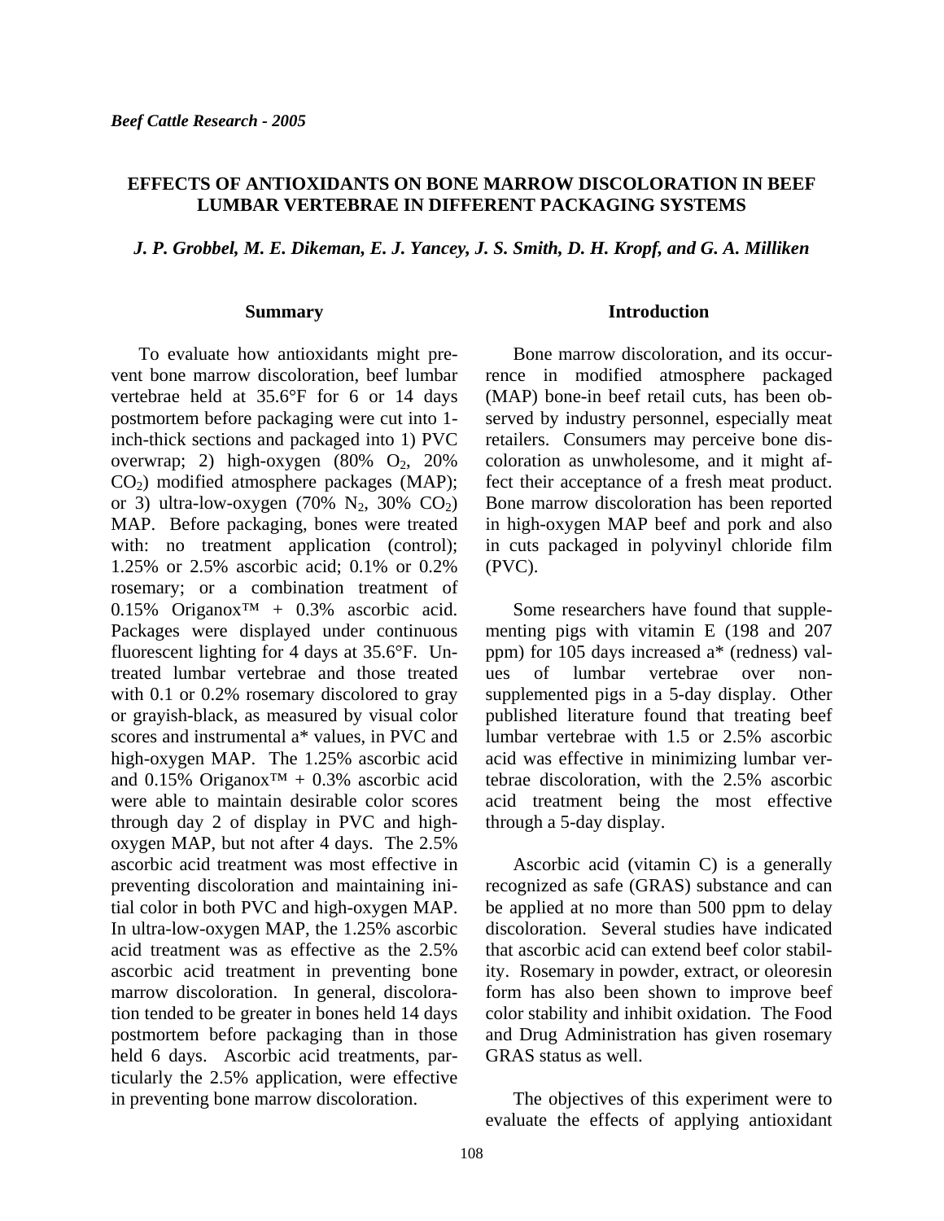*Beef Cattle Research - 2005*

# EFFECTS OF ANTIOXIDANTS ON BONE MARROW DISCOLORATION IN BEEF LUMBAR VERTEBRAE IN DIFFERENT PACKAGING SYSTEMS

*J. P. Grobbel, M. E. Dikeman, E. J. Yancey, J. S. Smith, D. H. Kropf, and G. A. Milliken*

## Summary

To evaluate how antioxidants might prevent bone marrow discoloration, beef lumbar vertebrae held at 35.6°F for 6 or 14 days postmortem before packaging were cut into 1-inch-thick sections and packaged into 1) PVC overwrap; 2) high-oxygen (80% $O_2$, 20% $CO_2$) modified atmosphere packages (MAP); or 3) ultra-low-oxygen (70% $N_2$, 30% $CO_2$) MAP. Before packaging, bones were treated with: no treatment application (control); 1.25% or 2.5% ascorbic acid; 0.1% or 0.2% rosemary; or a combination treatment of 0.15% Origanox™ + 0.3% ascorbic acid. Packages were displayed under continuous fluorescent lighting for 4 days at 35.6°F. Untreated lumbar vertebrae and those treated with 0.1 or 0.2% rosemary discolored to gray or grayish-black, as measured by visual color scores and instrumental a* values, in PVC and high-oxygen MAP. The 1.25% ascorbic acid and 0.15% Origanox™ + 0.3% ascorbic acid were able to maintain desirable color scores through day 2 of display in PVC and high-oxygen MAP, but not after 4 days. The 2.5% ascorbic acid treatment was most effective in preventing discoloration and maintaining initial color in both PVC and high-oxygen MAP. In ultra-low-oxygen MAP, the 1.25% ascorbic acid treatment was as effective as the 2.5% ascorbic acid treatment in preventing bone marrow discoloration. In general, discoloration tended to be greater in bones held 14 days postmortem before packaging than in those held 6 days. Ascorbic acid treatments, particularly the 2.5% application, were effective in preventing bone marrow discoloration.

## Introduction

Bone marrow discoloration, and its occurrence in modified atmosphere packaged (MAP) bone-in beef retail cuts, has been observed by industry personnel, especially meat retailers. Consumers may perceive bone discoloration as unwholesome, and it might affect their acceptance of a fresh meat product. Bone marrow discoloration has been reported in high-oxygen MAP beef and pork and also in cuts packaged in polyvinyl chloride film (PVC).

Some researchers have found that supplementing pigs with vitamin E (198 and 207 ppm) for 105 days increased a* (redness) values of lumbar vertebrae over non-supplemented pigs in a 5-day display. Other published literature found that treating beef lumbar vertebrae with 1.5 or 2.5% ascorbic acid was effective in minimizing lumbar vertebrae discoloration, with the 2.5% ascorbic acid treatment being the most effective through a 5-day display.

Ascorbic acid (vitamin C) is a generally recognized as safe (GRAS) substance and can be applied at no more than 500 ppm to delay discoloration. Several studies have indicated that ascorbic acid can extend beef color stability. Rosemary in powder, extract, or oleoresin form has also been shown to improve beef color stability and inhibit oxidation. The Food and Drug Administration has given rosemary GRAS status as well.

The objectives of this experiment were to evaluate the effects of applying antioxidant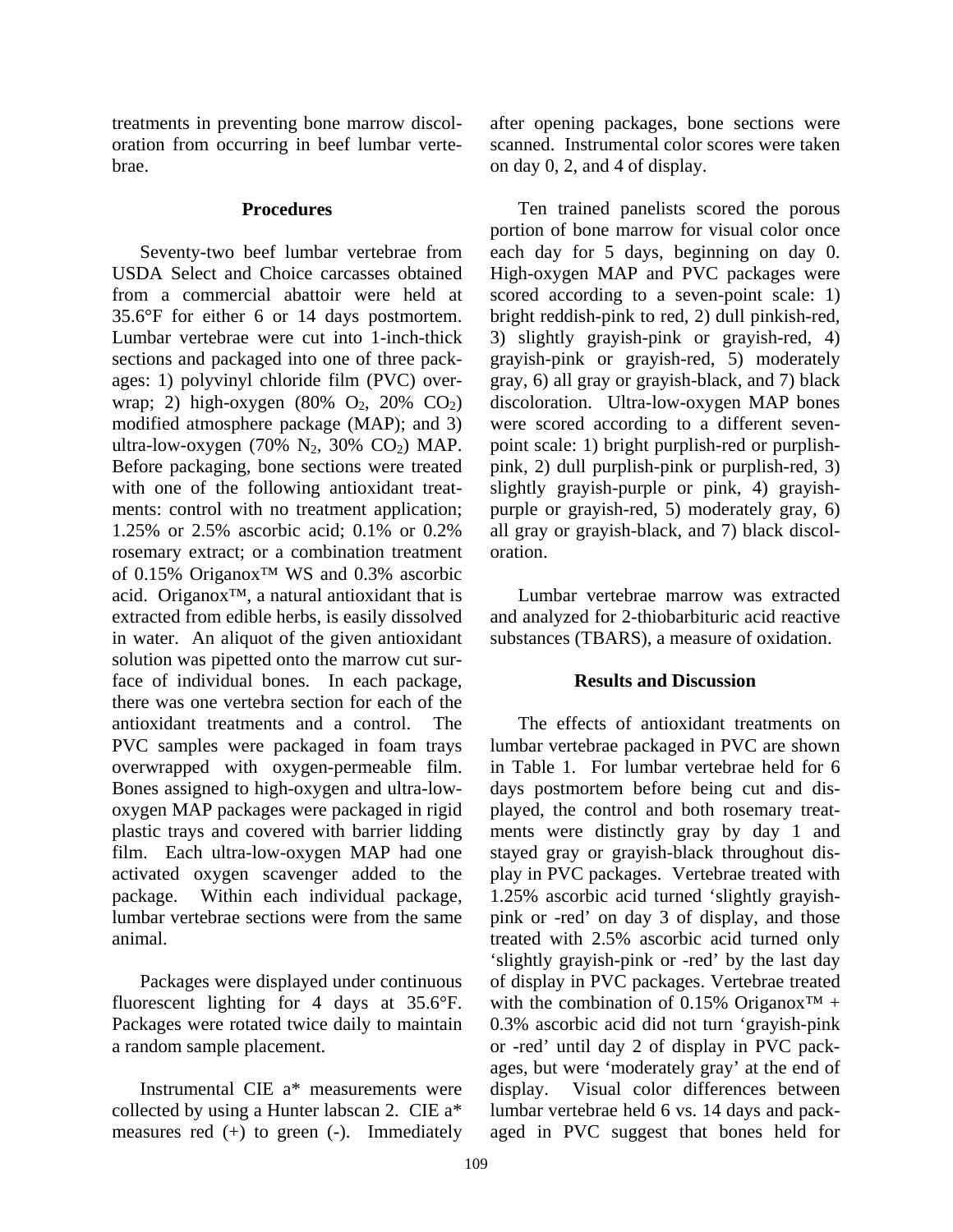treatments in preventing bone marrow discoloration from occurring in beef lumbar vertebrae.

## Procedures

Seventy-two beef lumbar vertebrae from USDA Select and Choice carcasses obtained from a commercial abattoir were held at 35.6°F for either 6 or 14 days postmortem. Lumbar vertebrae were cut into 1-inch-thick sections and packaged into one of three packages: 1) polyvinyl chloride film (PVC) overwrap; 2) high-oxygen (80% $O_2$, 20% $CO_2$) modified atmosphere package (MAP); and 3) ultra-low-oxygen (70% $N_2$, 30% $CO_2$) MAP. Before packaging, bone sections were treated with one of the following antioxidant treatments: control with no treatment application; 1.25% or 2.5% ascorbic acid; 0.1% or 0.2% rosemary extract; or a combination treatment of 0.15% Origanox™ WS and 0.3% ascorbic acid. Origanox™, a natural antioxidant that is extracted from edible herbs, is easily dissolved in water. An aliquot of the given antioxidant solution was pipetted onto the marrow cut surface of individual bones. In each package, there was one vertebra section for each of the antioxidant treatments and a control. The PVC samples were packaged in foam trays overwrapped with oxygen-permeable film. Bones assigned to high-oxygen and ultra-low-oxygen MAP packages were packaged in rigid plastic trays and covered with barrier lidding film. Each ultra-low-oxygen MAP had one activated oxygen scavenger added to the package. Within each individual package, lumbar vertebrae sections were from the same animal.

Packages were displayed under continuous fluorescent lighting for 4 days at 35.6°F. Packages were rotated twice daily to maintain a random sample placement.

Instrumental CIE a* measurements were collected by using a Hunter labscan 2. CIE a* measures red (+) to green (-). Immediately after opening packages, bone sections were scanned. Instrumental color scores were taken on day 0, 2, and 4 of display.

Ten trained panelists scored the porous portion of bone marrow for visual color once each day for 5 days, beginning on day 0. High-oxygen MAP and PVC packages were scored according to a seven-point scale: 1) bright reddish-pink to red, 2) dull pinkish-red, 3) slightly grayish-pink or grayish-red, 4) grayish-pink or grayish-red, 5) moderately gray, 6) all gray or grayish-black, and 7) black discoloration. Ultra-low-oxygen MAP bones were scored according to a different seven-point scale: 1) bright purplish-red or purplish-pink, 2) dull purplish-pink or purplish-red, 3) slightly grayish-purple or pink, 4) grayish-purple or grayish-red, 5) moderately gray, 6) all gray or grayish-black, and 7) black discoloration.

Lumbar vertebrae marrow was extracted and analyzed for 2-thiobarbituric acid reactive substances (TBARS), a measure of oxidation.

## Results and Discussion

The effects of antioxidant treatments on lumbar vertebrae packaged in PVC are shown in Table 1. For lumbar vertebrae held for 6 days postmortem before being cut and displayed, the control and both rosemary treatments were distinctly gray by day 1 and stayed gray or grayish-black throughout display in PVC packages. Vertebrae treated with 1.25% ascorbic acid turned 'slightly grayish-pink or -red' on day 3 of display, and those treated with 2.5% ascorbic acid turned only 'slightly grayish-pink or -red' by the last day of display in PVC packages. Vertebrae treated with the combination of 0.15% Origanox™ + 0.3% ascorbic acid did not turn 'grayish-pink or -red' until day 2 of display in PVC packages, but were 'moderately gray' at the end of display. Visual color differences between lumbar vertebrae held 6 vs. 14 days and packaged in PVC suggest that bones held for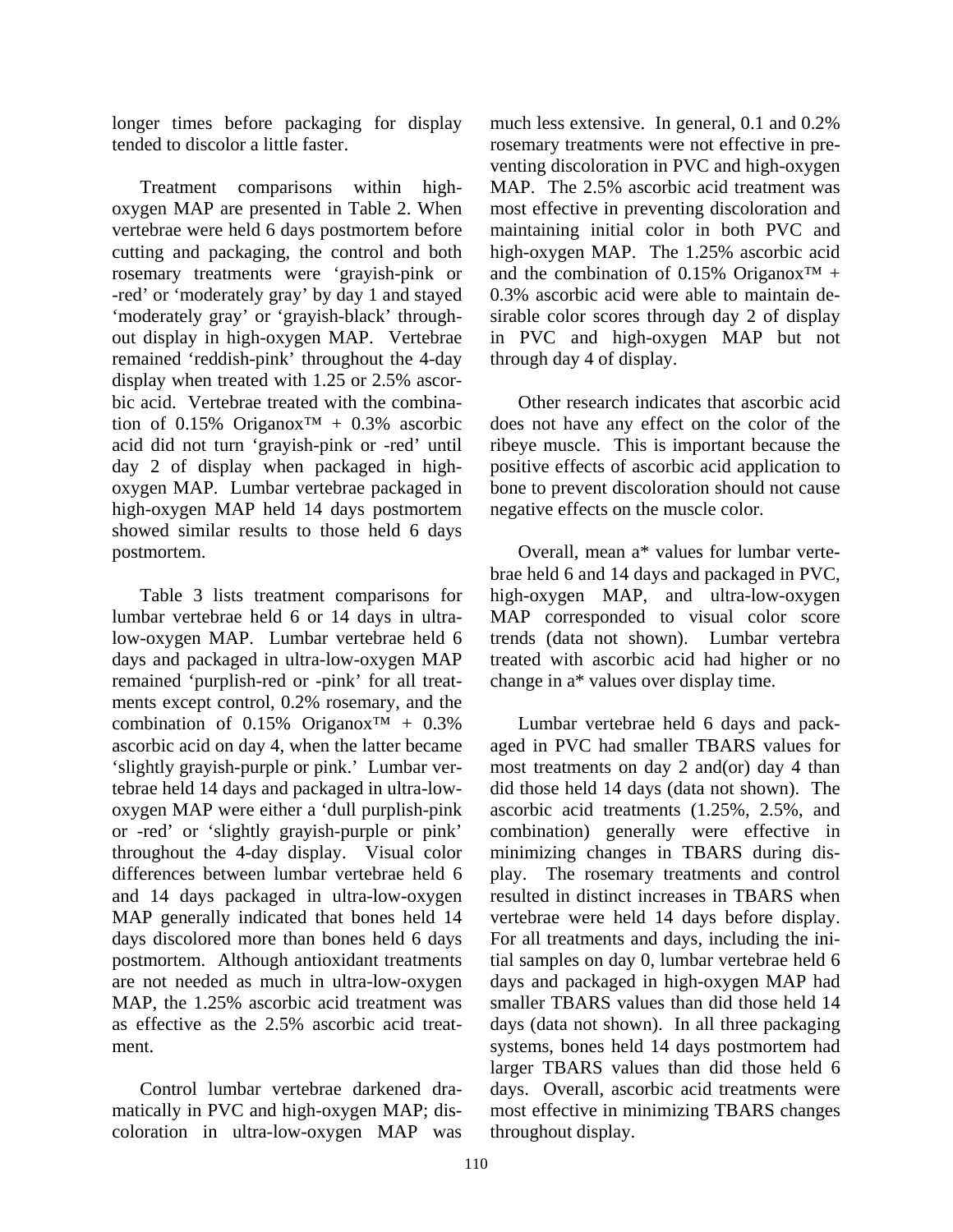longer times before packaging for display tended to discolor a little faster.

Treatment comparisons within high-oxygen MAP are presented in Table 2. When vertebrae were held 6 days postmortem before cutting and packaging, the control and both rosemary treatments were 'grayish-pink or -red' or 'moderately gray' by day 1 and stayed 'moderately gray' or 'grayish-black' throughout display in high-oxygen MAP. Vertebrae remained 'reddish-pink' throughout the 4-day display when treated with 1.25 or 2.5% ascorbic acid. Vertebrae treated with the combination of 0.15% Origanox™ + 0.3% ascorbic acid did not turn 'grayish-pink or -red' until day 2 of display when packaged in high-oxygen MAP. Lumbar vertebrae packaged in high-oxygen MAP held 14 days postmortem showed similar results to those held 6 days postmortem.

Table 3 lists treatment comparisons for lumbar vertebrae held 6 or 14 days in ultra-low-oxygen MAP. Lumbar vertebrae held 6 days and packaged in ultra-low-oxygen MAP remained 'purplish-red or -pink' for all treatments except control, 0.2% rosemary, and the combination of 0.15% Origanox™ + 0.3% ascorbic acid on day 4, when the latter became 'slightly grayish-purple or pink.' Lumbar vertebrae held 14 days and packaged in ultra-low-oxygen MAP were either a 'dull purplish-pink or -red' or 'slightly grayish-purple or pink' throughout the 4-day display. Visual color differences between lumbar vertebrae held 6 and 14 days packaged in ultra-low-oxygen MAP generally indicated that bones held 14 days discolored more than bones held 6 days postmortem. Although antioxidant treatments are not needed as much in ultra-low-oxygen MAP, the 1.25% ascorbic acid treatment was as effective as the 2.5% ascorbic acid treatment.

Control lumbar vertebrae darkened dramatically in PVC and high-oxygen MAP; discoloration in ultra-low-oxygen MAP was much less extensive. In general, 0.1 and 0.2% rosemary treatments were not effective in preventing discoloration in PVC and high-oxygen MAP. The 2.5% ascorbic acid treatment was most effective in preventing discoloration and maintaining initial color in both PVC and high-oxygen MAP. The 1.25% ascorbic acid and the combination of 0.15% Origanox™ + 0.3% ascorbic acid were able to maintain desirable color scores through day 2 of display in PVC and high-oxygen MAP but not through day 4 of display.

Other research indicates that ascorbic acid does not have any effect on the color of the ribeye muscle. This is important because the positive effects of ascorbic acid application to bone to prevent discoloration should not cause negative effects on the muscle color.

Overall, mean a* values for lumbar vertebrae held 6 and 14 days and packaged in PVC, high-oxygen MAP, and ultra-low-oxygen MAP corresponded to visual color score trends (data not shown). Lumbar vertebra treated with ascorbic acid had higher or no change in a* values over display time.

Lumbar vertebrae held 6 days and packaged in PVC had smaller TBARS values for most treatments on day 2 and(or) day 4 than did those held 14 days (data not shown). The ascorbic acid treatments (1.25%, 2.5%, and combination) generally were effective in minimizing changes in TBARS during display. The rosemary treatments and control resulted in distinct increases in TBARS when vertebrae were held 14 days before display. For all treatments and days, including the initial samples on day 0, lumbar vertebrae held 6 days and packaged in high-oxygen MAP had smaller TBARS values than did those held 14 days (data not shown). In all three packaging systems, bones held 14 days postmortem had larger TBARS values than did those held 6 days. Overall, ascorbic acid treatments were most effective in minimizing TBARS changes throughout display.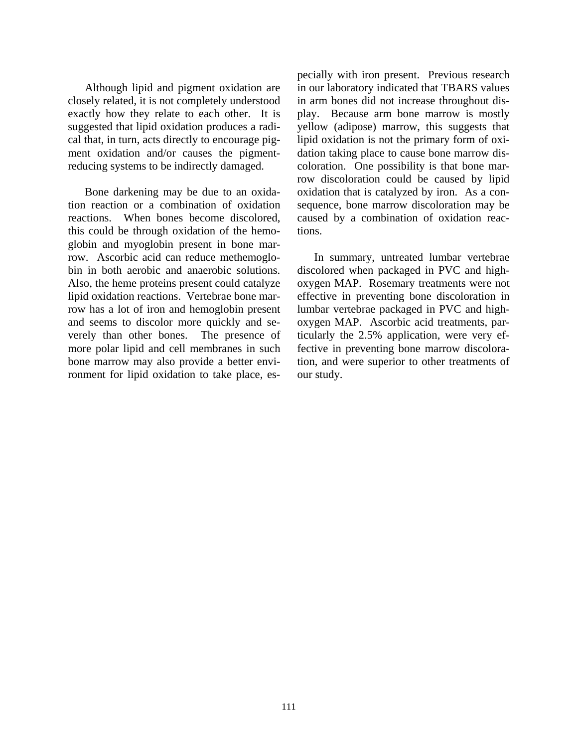Although lipid and pigment oxidation are closely related, it is not completely understood exactly how they relate to each other. It is suggested that lipid oxidation produces a radical that, in turn, acts directly to encourage pigment oxidation and/or causes the pigment-reducing systems to be indirectly damaged.

Bone darkening may be due to an oxidation reaction or a combination of oxidation reactions. When bones become discolored, this could be through oxidation of the hemoglobin and myoglobin present in bone marrow. Ascorbic acid can reduce methemoglobin in both aerobic and anaerobic solutions. Also, the heme proteins present could catalyze lipid oxidation reactions. Vertebrae bone marrow has a lot of iron and hemoglobin present and seems to discolor more quickly and severely than other bones. The presence of more polar lipid and cell membranes in such bone marrow may also provide a better environment for lipid oxidation to take place, especially with iron present. Previous research in our laboratory indicated that TBARS values in arm bones did not increase throughout display. Because arm bone marrow is mostly yellow (adipose) marrow, this suggests that lipid oxidation is not the primary form of oxidation taking place to cause bone marrow discoloration. One possibility is that bone marrow discoloration could be caused by lipid oxidation that is catalyzed by iron. As a consequence, bone marrow discoloration may be caused by a combination of oxidation reactions.

In summary, untreated lumbar vertebrae discolored when packaged in PVC and high-oxygen MAP. Rosemary treatments were not effective in preventing bone discoloration in lumbar vertebrae packaged in PVC and high-oxygen MAP. Ascorbic acid treatments, particularly the 2.5% application, were very effective in preventing bone marrow discoloration, and were superior to other treatments of our study.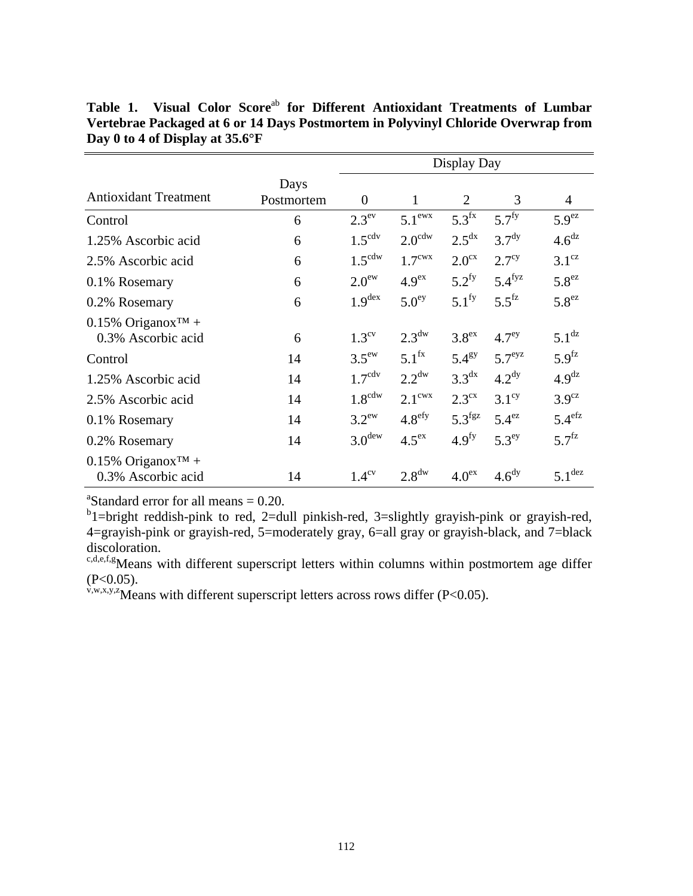**Table 1. Visual Color Score[ab] for Different Antioxidant Treatments of Lumbar Vertebrae Packaged at 6 or 14 Days Postmortem in Polyvinyl Chloride Overwrap from Day 0 to 4 of Display at 35.6°F**

| | | Display Day | | | | |
|---|---|---|---|---|---|---|
| Antioxidant Treatment | Days Postmortem | 0 | 1 | 2 | 3 | 4 |
| Control | 6 | $2.3^{ev}$ | $5.1^{ewx}$ | $5.3^{fx}$ | $5.7^{fy}$ | $5.9^{ez}$ |
| 1.25% Ascorbic acid | 6 | $1.5^{cdv}$ | $2.0^{cdw}$ | $2.5^{dx}$ | $3.7^{dy}$ | $4.6^{dz}$ |
| 2.5% Ascorbic acid | 6 | $1.5^{cdw}$ | $1.7^{cwx}$ | $2.0^{cx}$ | $2.7^{cy}$ | $3.1^{cz}$ |
| 0.1% Rosemary | 6 | $2.0^{ew}$ | $4.9^{ex}$ | $5.2^{fy}$ | $5.4^{fyz}$ | $5.8^{ez}$ |
| 0.2% Rosemary | 6 | $1.9^{dex}$ | $5.0^{ey}$ | $5.1^{fy}$ | $5.5^{fz}$ | $5.8^{ez}$ |
| 0.15% Origanox™ + 0.3% Ascorbic acid | 6 | $1.3^{cv}$ | $2.3^{dw}$ | $3.8^{ex}$ | $4.7^{ey}$ | $5.1^{dz}$ |
| Control | 14 | $3.5^{ew}$ | $5.1^{fx}$ | $5.4^{gy}$ | $5.7^{eyz}$ | $5.9^{fz}$ |
| 1.25% Ascorbic acid | 14 | $1.7^{cdv}$ | $2.2^{dw}$ | $3.3^{dx}$ | $4.2^{dy}$ | $4.9^{dz}$ |
| 2.5% Ascorbic acid | 14 | $1.8^{cdw}$ | $2.1^{cwx}$ | $2.3^{cx}$ | $3.1^{cy}$ | $3.9^{cz}$ |
| 0.1% Rosemary | 14 | $3.2^{ew}$ | $4.8^{efy}$ | $5.3^{fgz}$ | $5.4^{ez}$ | $5.4^{efz}$ |
| 0.2% Rosemary | 14 | $3.0^{dew}$ | $4.5^{ex}$ | $4.9^{fy}$ | $5.3^{ey}$ | $5.7^{fz}$ |
| 0.15% Origanox™ + 0.3% Ascorbic acid | 14 | $1.4^{cv}$ | $2.8^{dw}$ | $4.0^{ex}$ | $4.6^{dy}$ | $5.1^{dez}$ |

[a]Standard error for all means = 0.20.
[b]1=bright reddish-pink to red, 2=dull pinkish-red, 3=slightly grayish-pink or grayish-red, 4=grayish-pink or grayish-red, 5=moderately gray, 6=all gray or grayish-black, and 7=black discoloration.
[c,d,e,f,g]Means with different superscript letters within columns within postmortem age differ (P<0.05).
[v,w,x,y,z]Means with different superscript letters across rows differ (P<0.05).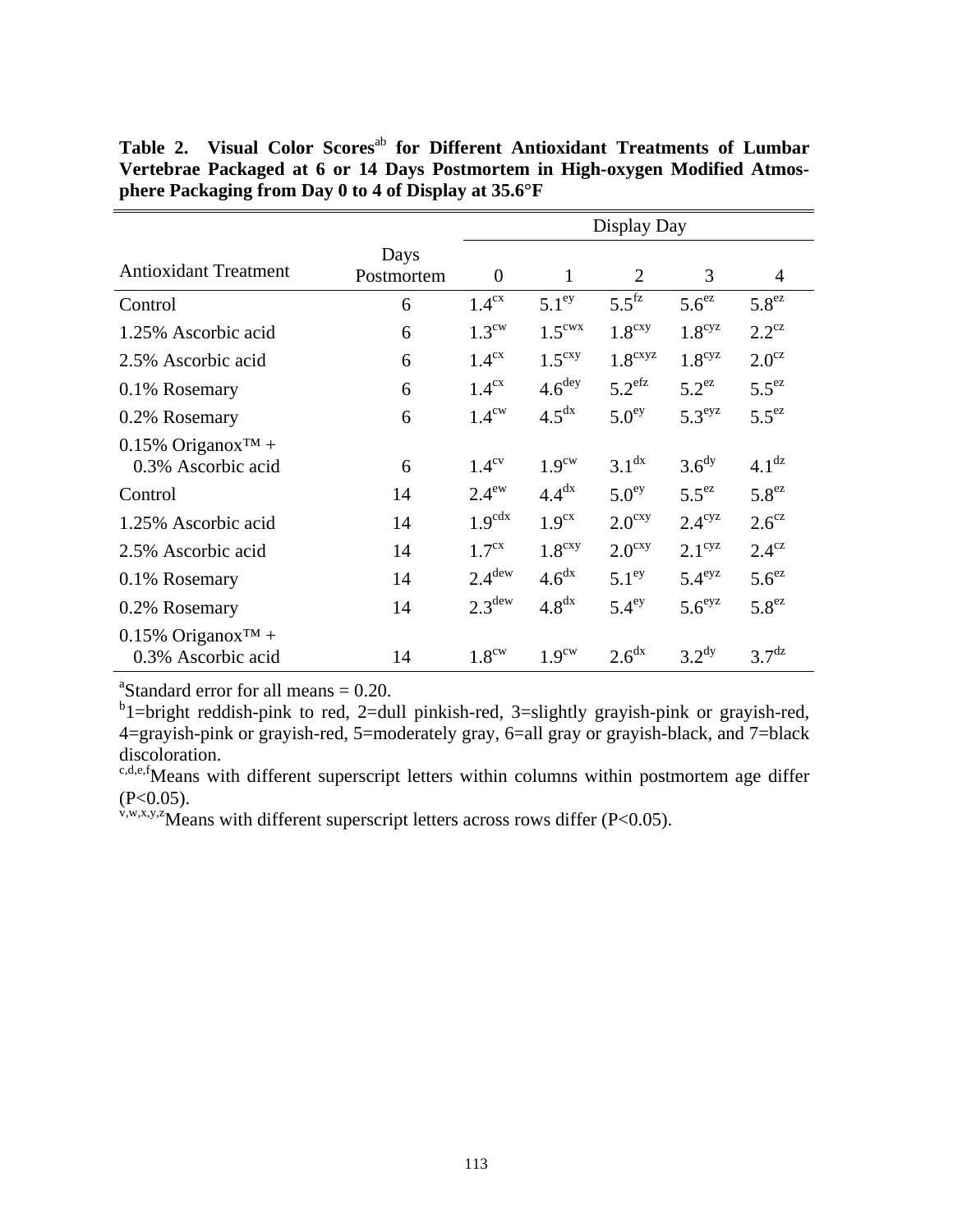**Table 2. Visual Color Scores[ab] for Different Antioxidant Treatments of Lumbar Vertebrae Packaged at 6 or 14 Days Postmortem in High-oxygen Modified Atmosphere Packaging from Day 0 to 4 of Display at 35.6°F**

| Antioxidant Treatment | Days Postmortem | Display Day | | | | |
|---|---|---|---|---|---|---|
| | | 0 | 1 | 2 | 3 | 4 |
| Control | 6 | $1.4^{cx}$ | $5.1^{ey}$ | $5.5^{fz}$ | $5.6^{ez}$ | $5.8^{ez}$ |
| 1.25% Ascorbic acid | 6 | $1.3^{cw}$ | $1.5^{cwx}$ | $1.8^{cxy}$ | $1.8^{cyz}$ | $2.2^{cz}$ |
| 2.5% Ascorbic acid | 6 | $1.4^{cx}$ | $1.5^{cxy}$ | $1.8^{cxyz}$ | $1.8^{cyz}$ | $2.0^{cz}$ |
| 0.1% Rosemary | 6 | $1.4^{cx}$ | $4.6^{dey}$ | $5.2^{efz}$ | $5.2^{ez}$ | $5.5^{ez}$ |
| 0.2% Rosemary | 6 | $1.4^{cw}$ | $4.5^{dx}$ | $5.0^{ey}$ | $5.3^{eyz}$ | $5.5^{ez}$ |
| 0.15% Origanox™ + 0.3% Ascorbic acid | 6 | $1.4^{cv}$ | $1.9^{cw}$ | $3.1^{dx}$ | $3.6^{dy}$ | $4.1^{dz}$ |
| Control | 14 | $2.4^{ew}$ | $4.4^{dx}$ | $5.0^{ey}$ | $5.5^{ez}$ | $5.8^{ez}$ |
| 1.25% Ascorbic acid | 14 | $1.9^{cdx}$ | $1.9^{cx}$ | $2.0^{cxy}$ | $2.4^{cyz}$ | $2.6^{cz}$ |
| 2.5% Ascorbic acid | 14 | $1.7^{cx}$ | $1.8^{cxy}$ | $2.0^{cxy}$ | $2.1^{cyz}$ | $2.4^{cz}$ |
| 0.1% Rosemary | 14 | $2.4^{dew}$ | $4.6^{dx}$ | $5.1^{ey}$ | $5.4^{eyz}$ | $5.6^{ez}$ |
| 0.2% Rosemary | 14 | $2.3^{dew}$ | $4.8^{dx}$ | $5.4^{ey}$ | $5.6^{eyz}$ | $5.8^{ez}$ |
| 0.15% Origanox™ + 0.3% Ascorbic acid | 14 | $1.8^{cw}$ | $1.9^{cw}$ | $2.6^{dx}$ | $3.2^{dy}$ | $3.7^{dz}$ |

[a]Standard error for all means = 0.20.

[b]1=bright reddish-pink to red, 2=dull pinkish-red, 3=slightly grayish-pink or grayish-red, 4=grayish-pink or grayish-red, 5=moderately gray, 6=all gray or grayish-black, and 7=black discoloration.

[c,d,e,f]Means with different superscript letters within columns within postmortem age differ ($P<0.05$).

[v,w,x,y,z]Means with different superscript letters across rows differ ($P<0.05$).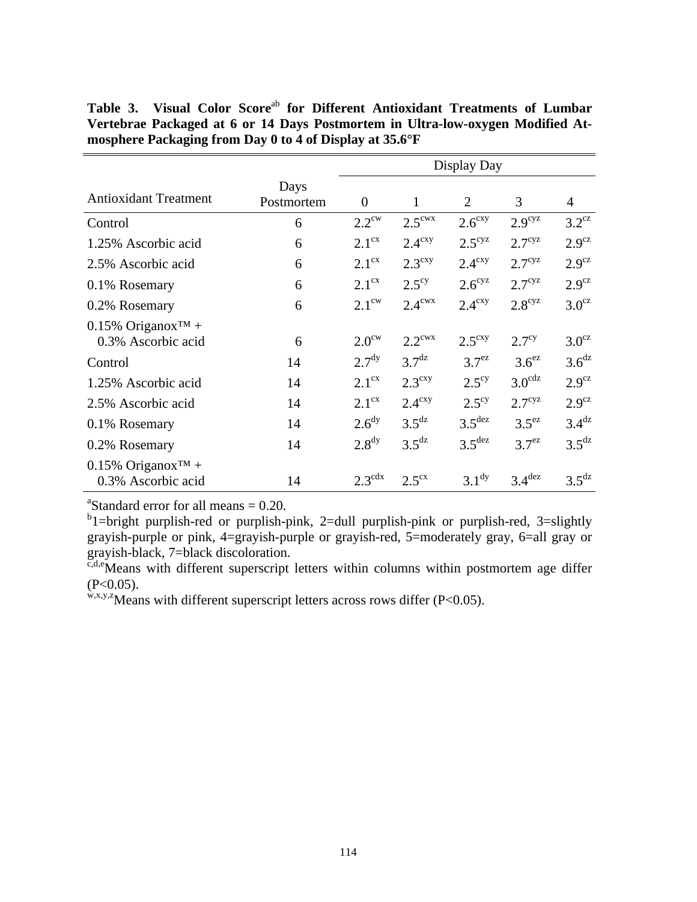**Table 3. Visual Color Score[ab] for Different Antioxidant Treatments of Lumbar Vertebrae Packaged at 6 or 14 Days Postmortem in Ultra-low-oxygen Modified Atmosphere Packaging from Day 0 to 4 of Display at 35.6°F**

| | | Display Day | | | | |
|---|---|---|---|---|---|---|
| Antioxidant Treatment | Days Postmortem | 0 | 1 | 2 | 3 | 4 |
| Control | 6 | $2.2^{cw}$ | $2.5^{cwx}$ | $2.6^{cxy}$ | $2.9^{cyz}$ | $3.2^{cz}$ |
| 1.25% Ascorbic acid | 6 | $2.1^{cx}$ | $2.4^{cxy}$ | $2.5^{cyz}$ | $2.7^{cyz}$ | $2.9^{cz}$ |
| 2.5% Ascorbic acid | 6 | $2.1^{cx}$ | $2.3^{cxy}$ | $2.4^{cxy}$ | $2.7^{cyz}$ | $2.9^{cz}$ |
| 0.1% Rosemary | 6 | $2.1^{cx}$ | $2.5^{cy}$ | $2.6^{cyz}$ | $2.7^{cyz}$ | $2.9^{cz}$ |
| 0.2% Rosemary | 6 | $2.1^{cw}$ | $2.4^{cwx}$ | $2.4^{cxy}$ | $2.8^{cyz}$ | $3.0^{cz}$ |
| 0.15% Origanox™ + 0.3% Ascorbic acid | 6 | $2.0^{cw}$ | $2.2^{cwx}$ | $2.5^{cxy}$ | $2.7^{cy}$ | $3.0^{cz}$ |
| Control | 14 | $2.7^{dy}$ | $3.7^{dz}$ | $3.7^{ez}$ | $3.6^{ez}$ | $3.6^{dz}$ |
| 1.25% Ascorbic acid | 14 | $2.1^{cx}$ | $2.3^{cxy}$ | $2.5^{cy}$ | $3.0^{cdz}$ | $2.9^{cz}$ |
| 2.5% Ascorbic acid | 14 | $2.1^{cx}$ | $2.4^{cxy}$ | $2.5^{cy}$ | $2.7^{cyz}$ | $2.9^{cz}$ |
| 0.1% Rosemary | 14 | $2.6^{dy}$ | $3.5^{dz}$ | $3.5^{dez}$ | $3.5^{ez}$ | $3.4^{dz}$ |
| 0.2% Rosemary | 14 | $2.8^{dy}$ | $3.5^{dz}$ | $3.5^{dez}$ | $3.7^{ez}$ | $3.5^{dz}$ |
| 0.15% Origanox™ + 0.3% Ascorbic acid | 14 | $2.3^{cdx}$ | $2.5^{cx}$ | $3.1^{dy}$ | $3.4^{dez}$ | $3.5^{dz}$ |

[a]Standard error for all means = 0.20.

[b]1=bright purplish-red or purplish-pink, 2=dull purplish-pink or purplish-red, 3=slightly grayish-purple or pink, 4=grayish-purple or grayish-red, 5=moderately gray, 6=all gray or grayish-black, 7=black discoloration.

[c,d,e]Means with different superscript letters within columns within postmortem age differ ($P<0.05$).

[w,x,y,z]Means with different superscript letters across rows differ ($P<0.05$).